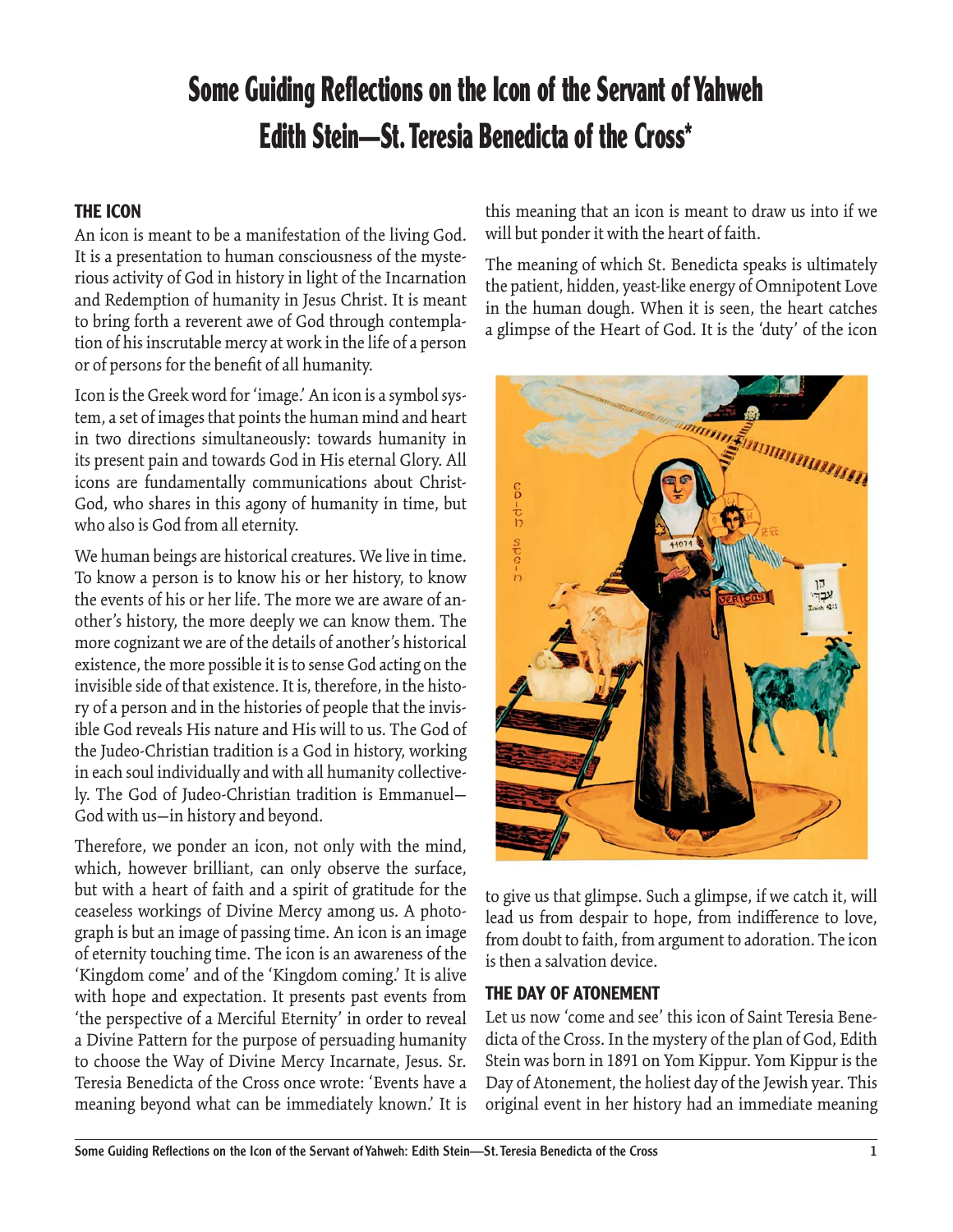# Some Guiding Reflections on the Icon of the Servant of Yahweh Edith Stein—St. Teresia Benedicta of the Cross*

## THE ICON

An icon is meant to be a manifestation of the living God. It is a presentation to human consciousness of the mysterious activity of God in history in light of the Incarnation and Redemption of humanity in Jesus Christ. It is meant to bring forth a reverent awe of God through contemplation of his inscrutable mercy at work in the life of a person or of persons for the benefit of all humanity.

Icon is the Greek word for 'image.' An icon is a symbol system, a set of images that points the human mind and heart in two directions simultaneously: towards humanity in its present pain and towards God in His eternal Glory. All icons are fundamentally communications about Christ-God, who shares in this agony of humanity in time, but who also is God from all eternity.

We human beings are historical creatures. We live in time. To know a person is to know his or her history, to know the events of his or her life. The more we are aware of another's history, the more deeply we can know them. The more cognizant we are of the details of another's historical existence, the more possible it is to sense God acting on the invisible side of that existence. It is, therefore, in the history of a person and in the histories of people that the invisible God reveals His nature and His will to us. The God of the Judeo-Christian tradition is a God in history, working in each soul individually and with all humanity collectively. The God of Judeo-Christian tradition is Emmanuel—God with us—in history and beyond.

Therefore, we ponder an icon, not only with the mind, which, however brilliant, can only observe the surface, but with a heart of faith and a spirit of gratitude for the ceaseless workings of Divine Mercy among us. A photograph is but an image of passing time. An icon is an image of eternity touching time. The icon is an awareness of the 'Kingdom come' and of the 'Kingdom coming.' It is alive with hope and expectation. It presents past events from 'the perspective of a Merciful Eternity' in order to reveal a Divine Pattern for the purpose of persuading humanity to choose the Way of Divine Mercy Incarnate, Jesus. Sr. Teresia Benedicta of the Cross once wrote: 'Events have a meaning beyond what can be immediately known.' It is this meaning that an icon is meant to draw us into if we will but ponder it with the heart of faith.

The meaning of which St. Benedicta speaks is ultimately the patient, hidden, yeast-like energy of Omnipotent Love in the human dough. When it is seen, the heart catches a glimpse of the Heart of God. It is the 'duty' of the icon to give us that glimpse. Such a glimpse, if we catch it, will lead us from despair to hope, from indifference to love, from doubt to faith, from argument to adoration. The icon is then a salvation device.

## THE DAY OF ATONEMENT

Let us now 'come and see' this icon of Saint Teresia Benedicta of the Cross. In the mystery of the plan of God, Edith Stein was born in 1891 on Yom Kippur. Yom Kippur is the Day of Atonement, the holiest day of the Jewish year. This original event in her history had an immediate meaning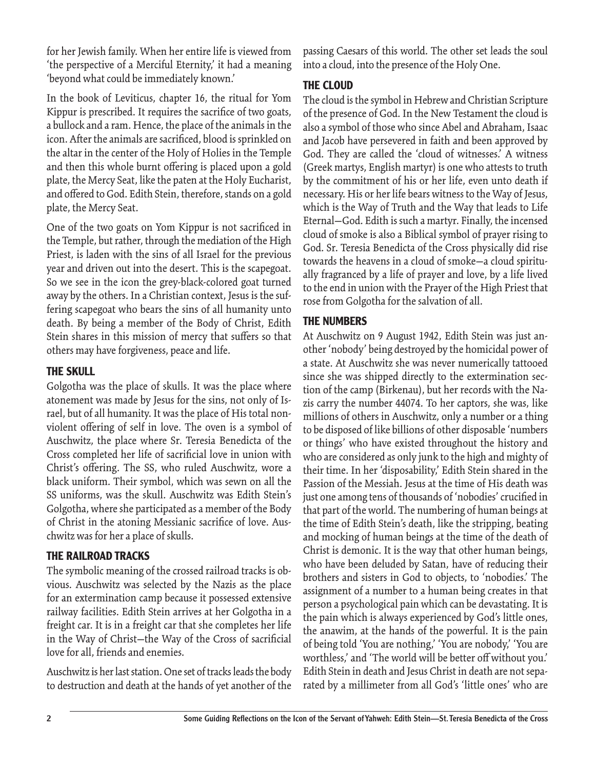for her Jewish family. When her entire life is viewed from 'the perspective of a Merciful Eternity,' it had a meaning 'beyond what could be immediately known.'

In the book of Leviticus, chapter 16, the ritual for Yom Kippur is prescribed. It requires the sacrifice of two goats, a bullock and a ram. Hence, the place of the animals in the icon. After the animals are sacrificed, blood is sprinkled on the altar in the center of the Holy of Holies in the Temple and then this whole burnt offering is placed upon a gold plate, the Mercy Seat, like the paten at the Holy Eucharist, and offered to God. Edith Stein, therefore, stands on a gold plate, the Mercy Seat.

One of the two goats on Yom Kippur is not sacrificed in the Temple, but rather, through the mediation of the High Priest, is laden with the sins of all Israel for the previous year and driven out into the desert. This is the scapegoat. So we see in the icon the grey-black-colored goat turned away by the others. In a Christian context, Jesus is the suffering scapegoat who bears the sins of all humanity unto death. By being a member of the Body of Christ, Edith Stein shares in this mission of mercy that suffers so that others may have forgiveness, peace and life.

## THE SKULL

Golgotha was the place of skulls. It was the place where atonement was made by Jesus for the sins, not only of Israel, but of all humanity. It was the place of His total nonviolent offering of self in love. The oven is a symbol of Auschwitz, the place where Sr. Teresia Benedicta of the Cross completed her life of sacrificial love in union with Christ's offering. The SS, who ruled Auschwitz, wore a black uniform. Their symbol, which was sewn on all the SS uniforms, was the skull. Auschwitz was Edith Stein's Golgotha, where she participated as a member of the Body of Christ in the atoning Messianic sacrifice of love. Auschwitz was for her a place of skulls.

## THE RAILROAD TRACKS

The symbolic meaning of the crossed railroad tracks is obvious. Auschwitz was selected by the Nazis as the place for an extermination camp because it possessed extensive railway facilities. Edith Stein arrives at her Golgotha in a freight car. It is in a freight car that she completes her life in the Way of Christ—the Way of the Cross of sacrificial love for all, friends and enemies.

Auschwitz is her last station. One set of tracks leads the body to destruction and death at the hands of yet another of the passing Caesars of this world. The other set leads the soul into a cloud, into the presence of the Holy One.

## THE CLOUD

The cloud is the symbol in Hebrew and Christian Scripture of the presence of God. In the New Testament the cloud is also a symbol of those who since Abel and Abraham, Isaac and Jacob have persevered in faith and been approved by God. They are called the 'cloud of witnesses.' A witness (Greek martys, English martyr) is one who attests to truth by the commitment of his or her life, even unto death if necessary. His or her life bears witness to the Way of Jesus, which is the Way of Truth and the Way that leads to Life Eternal—God. Edith is such a martyr. Finally, the incensed cloud of smoke is also a Biblical symbol of prayer rising to God. Sr. Teresia Benedicta of the Cross physically did rise towards the heavens in a cloud of smoke—a cloud spiritually fragranced by a life of prayer and love, by a life lived to the end in union with the Prayer of the High Priest that rose from Golgotha for the salvation of all.

## THE NUMBERS

At Auschwitz on 9 August 1942, Edith Stein was just another 'nobody' being destroyed by the homicidal power of a state. At Auschwitz she was never numerically tattooed since she was shipped directly to the extermination section of the camp (Birkenau), but her records with the Nazis carry the number 44074. To her captors, she was, like millions of others in Auschwitz, only a number or a thing to be disposed of like billions of other disposable 'numbers or things' who have existed throughout the history and who are considered as only junk to the high and mighty of their time. In her 'disposability,' Edith Stein shared in the Passion of the Messiah. Jesus at the time of His death was just one among tens of thousands of 'nobodies' crucified in that part of the world. The numbering of human beings at the time of Edith Stein's death, like the stripping, beating and mocking of human beings at the time of the death of Christ is demonic. It is the way that other human beings, who have been deluded by Satan, have of reducing their brothers and sisters in God to objects, to 'nobodies.' The assignment of a number to a human being creates in that person a psychological pain which can be devastating. It is the pain which is always experienced by God's little ones, the anawim, at the hands of the powerful. It is the pain of being told 'You are nothing,' 'You are nobody,' 'You are worthless,' and 'The world will be better off without you.' Edith Stein in death and Jesus Christ in death are not separated by a millimeter from all God's 'little ones' who are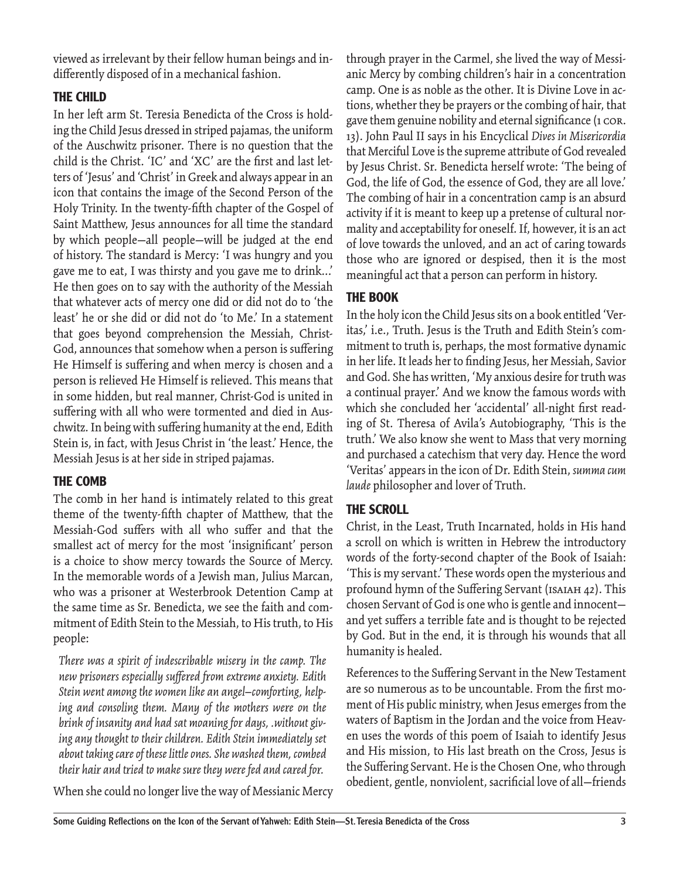viewed as irrelevant by their fellow human beings and indifferently disposed of in a mechanical fashion.

## THE CHILD

In her left arm St. Teresia Benedicta of the Cross is holding the Child Jesus dressed in striped pajamas, the uniform of the Auschwitz prisoner. There is no question that the child is the Christ. 'IC' and 'XC' are the first and last letters of 'Jesus' and 'Christ' in Greek and always appear in an icon that contains the image of the Second Person of the Holy Trinity. In the twenty-fifth chapter of the Gospel of Saint Matthew, Jesus announces for all time the standard by which people—all people—will be judged at the end of history. The standard is Mercy: 'I was hungry and you gave me to eat, I was thirsty and you gave me to drink…' He then goes on to say with the authority of the Messiah that whatever acts of mercy one did or did not do to 'the least' he or she did or did not do 'to Me.' In a statement that goes beyond comprehension the Messiah, Christ-God, announces that somehow when a person is suffering He Himself is suffering and when mercy is chosen and a person is relieved He Himself is relieved. This means that in some hidden, but real manner, Christ-God is united in suffering with all who were tormented and died in Auschwitz. In being with suffering humanity at the end, Edith Stein is, in fact, with Jesus Christ in 'the least.' Hence, the Messiah Jesus is at her side in striped pajamas.

## THE COMB

The comb in her hand is intimately related to this great theme of the twenty-fifth chapter of Matthew, that the Messiah-God suffers with all who suffer and that the smallest act of mercy for the most 'insignificant' person is a choice to show mercy towards the Source of Mercy. In the memorable words of a Jewish man, Julius Marcan, who was a prisoner at Westerbrook Detention Camp at the same time as Sr. Benedicta, we see the faith and commitment of Edith Stein to the Messiah, to His truth, to His people:

> *There was a spirit of indescribable misery in the camp. The new prisoners especially suffered from extreme anxiety. Edith Stein went among the women like an angel—comforting, helping and consoling them. Many of the mothers were on the brink of insanity and had sat moaning for days, .without giving any thought to their children. Edith Stein immediately set about taking care of these little ones. She washed them, combed their hair and tried to make sure they were fed and cared for.*

When she could no longer live the way of Messianic Mercy through prayer in the Carmel, she lived the way of Messianic Mercy by combing children's hair in a concentration camp. One is as noble as the other. It is Divine Love in actions, whether they be prayers or the combing of hair, that gave them genuine nobility and eternal significance (1 COR. 13). John Paul II says in his Encyclical *Dives in Misericordia* that Merciful Love is the supreme attribute of God revealed by Jesus Christ. Sr. Benedicta herself wrote: 'The being of God, the life of God, the essence of God, they are all love.' The combing of hair in a concentration camp is an absurd activity if it is meant to keep up a pretense of cultural normality and acceptability for oneself. If, however, it is an act of love towards the unloved, and an act of caring towards those who are ignored or despised, then it is the most meaningful act that a person can perform in history.

## THE BOOK

In the holy icon the Child Jesus sits on a book entitled 'Veritas,' i.e., Truth. Jesus is the Truth and Edith Stein's commitment to truth is, perhaps, the most formative dynamic in her life. It leads her to finding Jesus, her Messiah, Savior and God. She has written, 'My anxious desire for truth was a continual prayer.' And we know the famous words with which she concluded her 'accidental' all-night first reading of St. Theresa of Avila's Autobiography, 'This is the truth.' We also know she went to Mass that very morning and purchased a catechism that very day. Hence the word 'Veritas' appears in the icon of Dr. Edith Stein, *summa cum laude* philosopher and lover of Truth.

## THE SCROLL

Christ, in the Least, Truth Incarnated, holds in His hand a scroll on which is written in Hebrew the introductory words of the forty-second chapter of the Book of Isaiah: 'This is my servant.' These words open the mysterious and profound hymn of the Suffering Servant (ISAIAH 42). This chosen Servant of God is one who is gentle and innocent—and yet suffers a terrible fate and is thought to be rejected by God. But in the end, it is through his wounds that all humanity is healed.

References to the Suffering Servant in the New Testament are so numerous as to be uncountable. From the first moment of His public ministry, when Jesus emerges from the waters of Baptism in the Jordan and the voice from Heaven uses the words of this poem of Isaiah to identify Jesus and His mission, to His last breath on the Cross, Jesus is the Suffering Servant. He is the Chosen One, who through obedient, gentle, nonviolent, sacrificial love of all—friends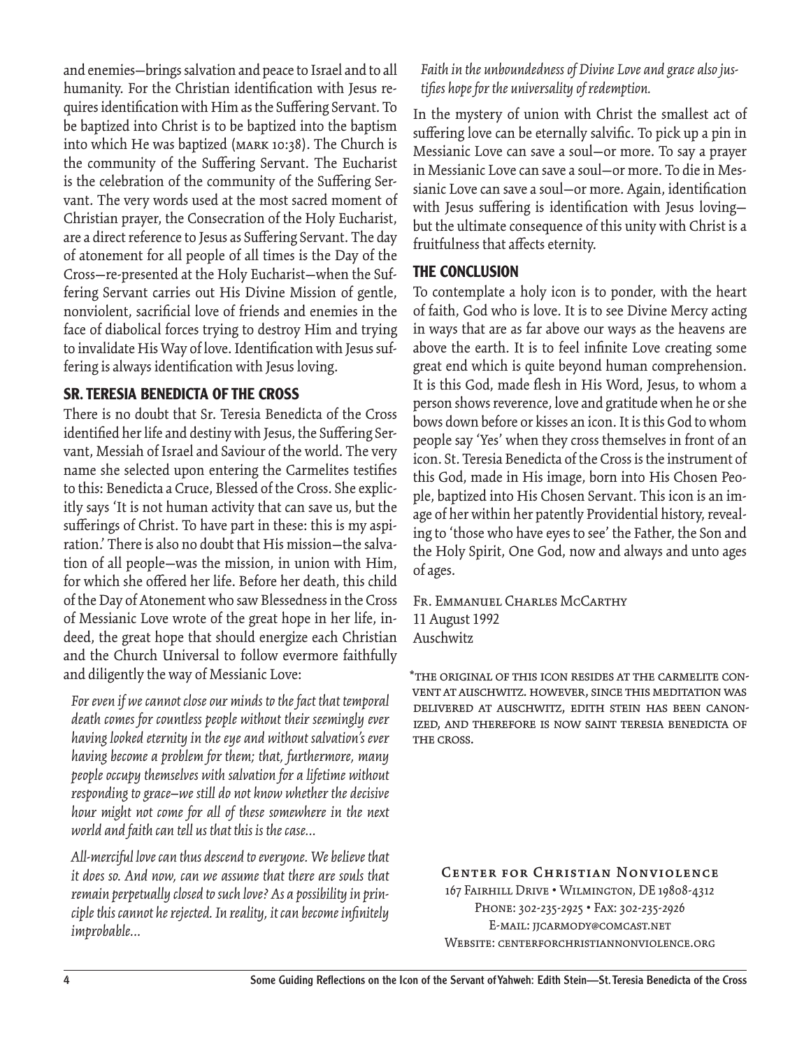and enemies—brings salvation and peace to Israel and to all humanity. For the Christian identification with Jesus requires identification with Him as the Suffering Servant. To be baptized into Christ is to be baptized into the baptism into which He was baptized (Mark 10:38). The Church is the community of the Suffering Servant. The Eucharist is the celebration of the community of the Suffering Servant. The very words used at the most sacred moment of Christian prayer, the Consecration of the Holy Eucharist, are a direct reference to Jesus as Suffering Servant. The day of atonement for all people of all times is the Day of the Cross—re-presented at the Holy Eucharist—when the Suffering Servant carries out His Divine Mission of gentle, nonviolent, sacrificial love of friends and enemies in the face of diabolical forces trying to destroy Him and trying to invalidate His Way of love. Identification with Jesus suffering is always identification with Jesus loving.

## SR. TERESIA BENEDICTA OF THE CROSS

There is no doubt that Sr. Teresia Benedicta of the Cross identified her life and destiny with Jesus, the Suffering Servant, Messiah of Israel and Saviour of the world. The very name she selected upon entering the Carmelites testifies to this: Benedicta a Cruce, Blessed of the Cross. She explicitly says 'It is not human activity that can save us, but the sufferings of Christ. To have part in these: this is my aspiration.' There is also no doubt that His mission—the salvation of all people—was the mission, in union with Him, for which she offered her life. Before her death, this child of the Day of Atonement who saw Blessedness in the Cross of Messianic Love wrote of the great hope in her life, indeed, the great hope that should energize each Christian and the Church Universal to follow evermore faithfully and diligently the way of Messianic Love:

*For even if we cannot close our minds to the fact that temporal death comes for countless people without their seemingly ever having looked eternity in the eye and without salvation's ever having become a problem for them; that, furthermore, many people occupy themselves with salvation for a lifetime without responding to grace—we still do not know whether the decisive hour might not come for all of these somewhere in the next world and faith can tell us that this is the case...*

*All-merciful love can thus descend to everyone. We believe that it does so. And now, can we assume that there are souls that remain perpetually closed to such love? As a possibility in principle this cannot he rejected. In reality, it can become infinitely improbable...*

*Faith in the unboundedness of Divine Love and grace also justifies hope for the universality of redemption.*

In the mystery of union with Christ the smallest act of suffering love can be eternally salvific. To pick up a pin in Messianic Love can save a soul—or more. To say a prayer in Messianic Love can save a soul—or more. To die in Messianic Love can save a soul—or more. Again, identification with Jesus suffering is identification with Jesus loving—but the ultimate consequence of this unity with Christ is a fruitfulness that affects eternity.

## THE CONCLUSION

To contemplate a holy icon is to ponder, with the heart of faith, God who is love. It is to see Divine Mercy acting in ways that are as far above our ways as the heavens are above the earth. It is to feel infinite Love creating some great end which is quite beyond human comprehension. It is this God, made flesh in His Word, Jesus, to whom a person shows reverence, love and gratitude when he or she bows down before or kisses an icon. It is this God to whom people say 'Yes' when they cross themselves in front of an icon. St. Teresia Benedicta of the Cross is the instrument of this God, made in His image, born into His Chosen People, baptized into His Chosen Servant. This icon is an image of her within her patently Providential history, revealing to 'those who have eyes to see' the Father, the Son and the Holy Spirit, One God, now and always and unto ages of ages.

Fr. Emmanuel Charles McCarthy
11 August 1992
Auschwitz

*The original of this icon resides at the Carmelite convent at Auschwitz. However, since this meditation was delivered at Auschwitz, Edith Stein has been canonized, and therefore is now Saint Teresia Benedicta of the Cross.

**Center for Christian Nonviolence**
167 Fairhill Drive • Wilmington, DE 19808-4312
Phone: 302-235-2925 • Fax: 302-235-2926
E-mail: jjcarmody@comcast.net
Website: centerforchristiannonviolence.org